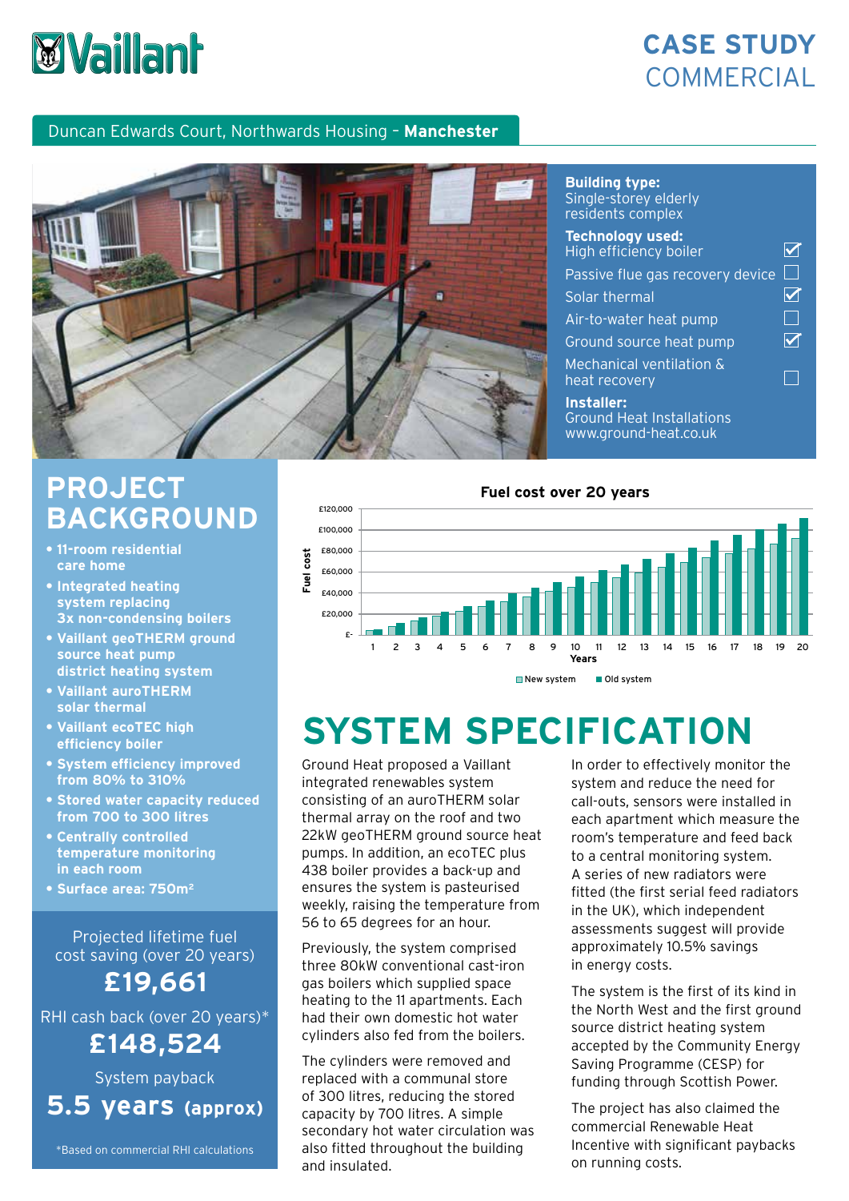# CASE STUDY COMMERCIAL

## Duncan Edwards Court, Northwards Housing – **Manchester**

**Building type:**
Single-storey elderly residents complex

**Technology used:**

- High efficiency boiler ☑
- Passive flue gas recovery device ☐
- Solar thermal ☑
- Air-to-water heat pump ☐
- Ground source heat pump ☑
- Mechanical ventilation & heat recovery ☐

**Installer:**
Ground Heat Installations
www.ground-heat.co.uk

## PROJECT BACKGROUND

- **11-room residential care home**
- **Integrated heating system replacing 3x non-condensing boilers**
- **Vaillant geoTHERM ground source heat pump district heating system**
- **Vaillant auroTHERM solar thermal**
- **Vaillant ecoTEC high efficiency boiler**
- **System efficiency improved from 80% to 310%**
- **Stored water capacity reduced from 700 to 300 litres**
- **Centrally controlled temperature monitoring in each room**
- **Surface area: 750m²**

Projected lifetime fuel cost saving (over 20 years)
**£19,661**

RHI cash back (over 20 years)*
**£148,524**

System payback
**5.5 years (approx)**

*Based on commercial RHI calculations

**Fuel cost over 20 years**

(Bar chart: Fuel cost (£- to £120,000) against Years 1–20, comparing New system and Old system.)

## SYSTEM SPECIFICATION

Ground Heat proposed a Vaillant integrated renewables system consisting of an auroTHERM solar thermal array on the roof and two 22kW geoTHERM ground source heat pumps. In addition, an ecoTEC plus 438 boiler provides a back-up and ensures the system is pasteurised weekly, raising the temperature from 56 to 65 degrees for an hour.

Previously, the system comprised three 80kW conventional cast-iron gas boilers which supplied space heating to the 11 apartments. Each had their own domestic hot water cylinders also fed from the boilers.

The cylinders were removed and replaced with a communal store of 300 litres, reducing the stored capacity by 700 litres. A simple secondary hot water circulation was also fitted throughout the building and insulated.

In order to effectively monitor the system and reduce the need for call-outs, sensors were installed in each apartment which measure the room's temperature and feed back to a central monitoring system. A series of new radiators were fitted (the first serial feed radiators in the UK), which independent assessments suggest will provide approximately 10.5% savings in energy costs.

The system is the first of its kind in the North West and the first ground source district heating system accepted by the Community Energy Saving Programme (CESP) for funding through Scottish Power.

The project has also claimed the commercial Renewable Heat Incentive with significant paybacks on running costs.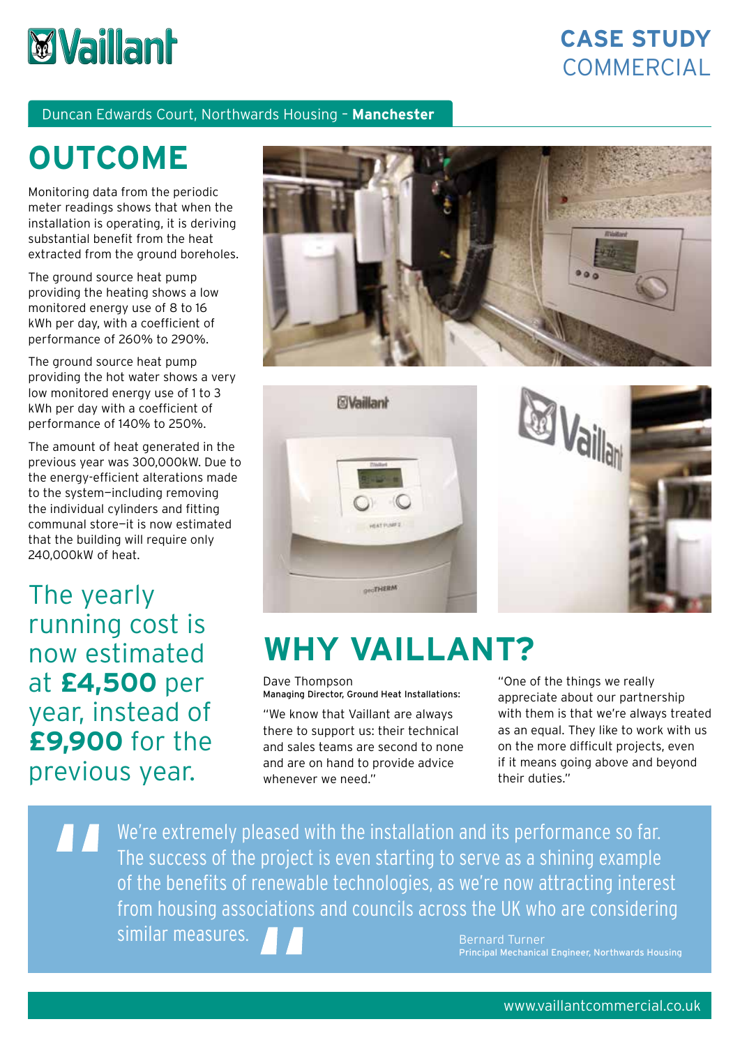CASE STUDY COMMERCIAL

Duncan Edwards Court, Northwards Housing – **Manchester**

# OUTCOME

Monitoring data from the periodic meter readings shows that when the installation is operating, it is deriving substantial benefit from the heat extracted from the ground boreholes.

The ground source heat pump providing the heating shows a low monitored energy use of 8 to 16 kWh per day, with a coefficient of performance of 260% to 290%.

The ground source heat pump providing the hot water shows a very low monitored energy use of 1 to 3 kWh per day with a coefficient of performance of 140% to 250%.

The amount of heat generated in the previous year was 300,000kW. Due to the energy-efficient alterations made to the system—including removing the individual cylinders and fitting communal store—it is now estimated that the building will require only 240,000kW of heat.

The yearly running cost is now estimated at **£4,500** per year, instead of **£9,900** for the previous year.

# WHY VAILLANT?

Dave Thompson
Managing Director, Ground Heat Installations:

"We know that Vaillant are always there to support us: their technical and sales teams are second to none and are on hand to provide advice whenever we need."

"One of the things we really appreciate about our partnership with them is that we're always treated as an equal. They like to work with us on the more difficult projects, even if it means going above and beyond their duties."

> "We're extremely pleased with the installation and its performance so far. The success of the project is even starting to serve as a shining example of the benefits of renewable technologies, as we're now attracting interest from housing associations and councils across the UK who are considering similar measures."
>
> Bernard Turner
> Principal Mechanical Engineer, Northwards Housing

www.vaillantcommercial.co.uk